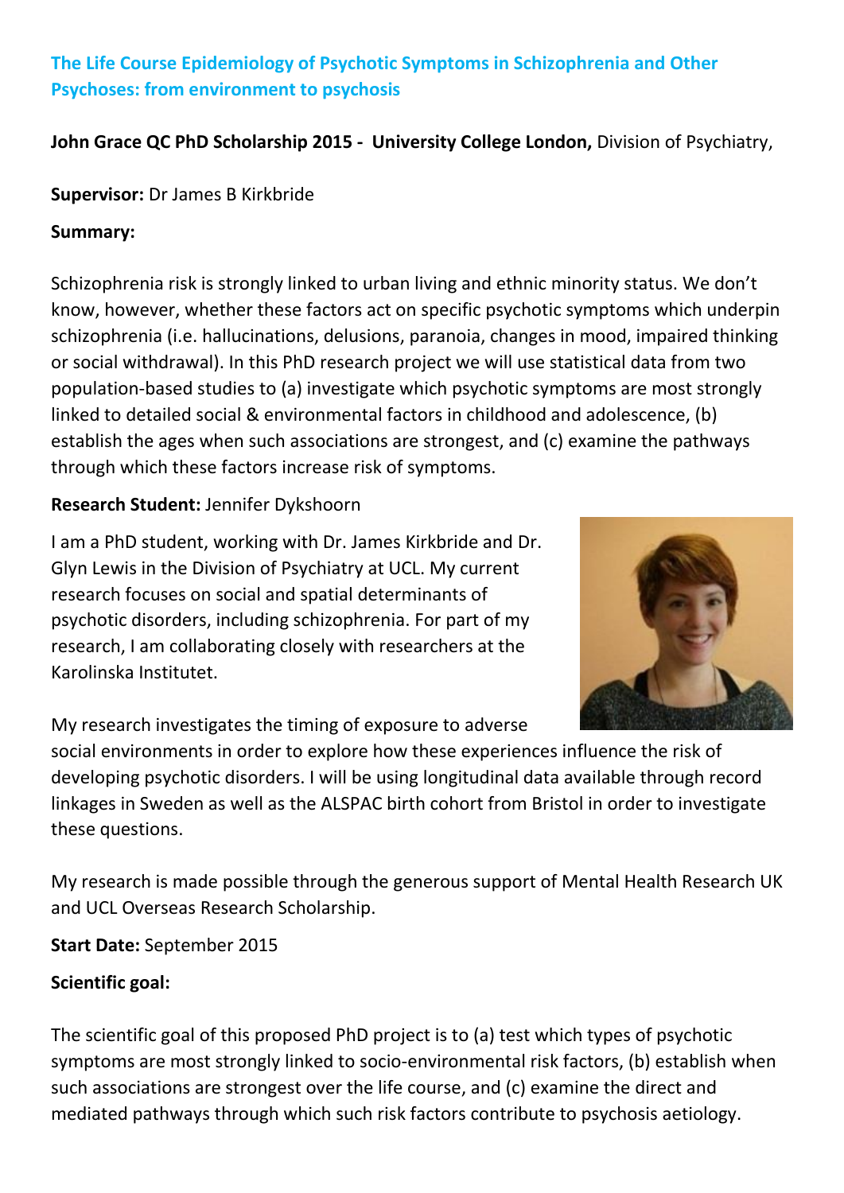## The Life Course Epidemiology of Psychotic Symptoms in Schizophrenia and Other Psychoses: from environment to psychosis

**John Grace QC PhD Scholarship 2015 - University College London,** Division of Psychiatry,

**Supervisor:** Dr James B Kirkbride

**Summary:**

Schizophrenia risk is strongly linked to urban living and ethnic minority status. We don't know, however, whether these factors act on specific psychotic symptoms which underpin schizophrenia (i.e. hallucinations, delusions, paranoia, changes in mood, impaired thinking or social withdrawal). In this PhD research project we will use statistical data from two population-based studies to (a) investigate which psychotic symptoms are most strongly linked to detailed social & environmental factors in childhood and adolescence, (b) establish the ages when such associations are strongest, and (c) examine the pathways through which these factors increase risk of symptoms.

**Research Student:** Jennifer Dykshoorn

I am a PhD student, working with Dr. James Kirkbride and Dr. Glyn Lewis in the Division of Psychiatry at UCL. My current research focuses on social and spatial determinants of psychotic disorders, including schizophrenia. For part of my research, I am collaborating closely with researchers at the Karolinska Institutet.

My research investigates the timing of exposure to adverse social environments in order to explore how these experiences influence the risk of developing psychotic disorders. I will be using longitudinal data available through record linkages in Sweden as well as the ALSPAC birth cohort from Bristol in order to investigate these questions.

My research is made possible through the generous support of Mental Health Research UK and UCL Overseas Research Scholarship.

**Start Date:** September 2015

**Scientific goal:**

The scientific goal of this proposed PhD project is to (a) test which types of psychotic symptoms are most strongly linked to socio-environmental risk factors, (b) establish when such associations are strongest over the life course, and (c) examine the direct and mediated pathways through which such risk factors contribute to psychosis aetiology.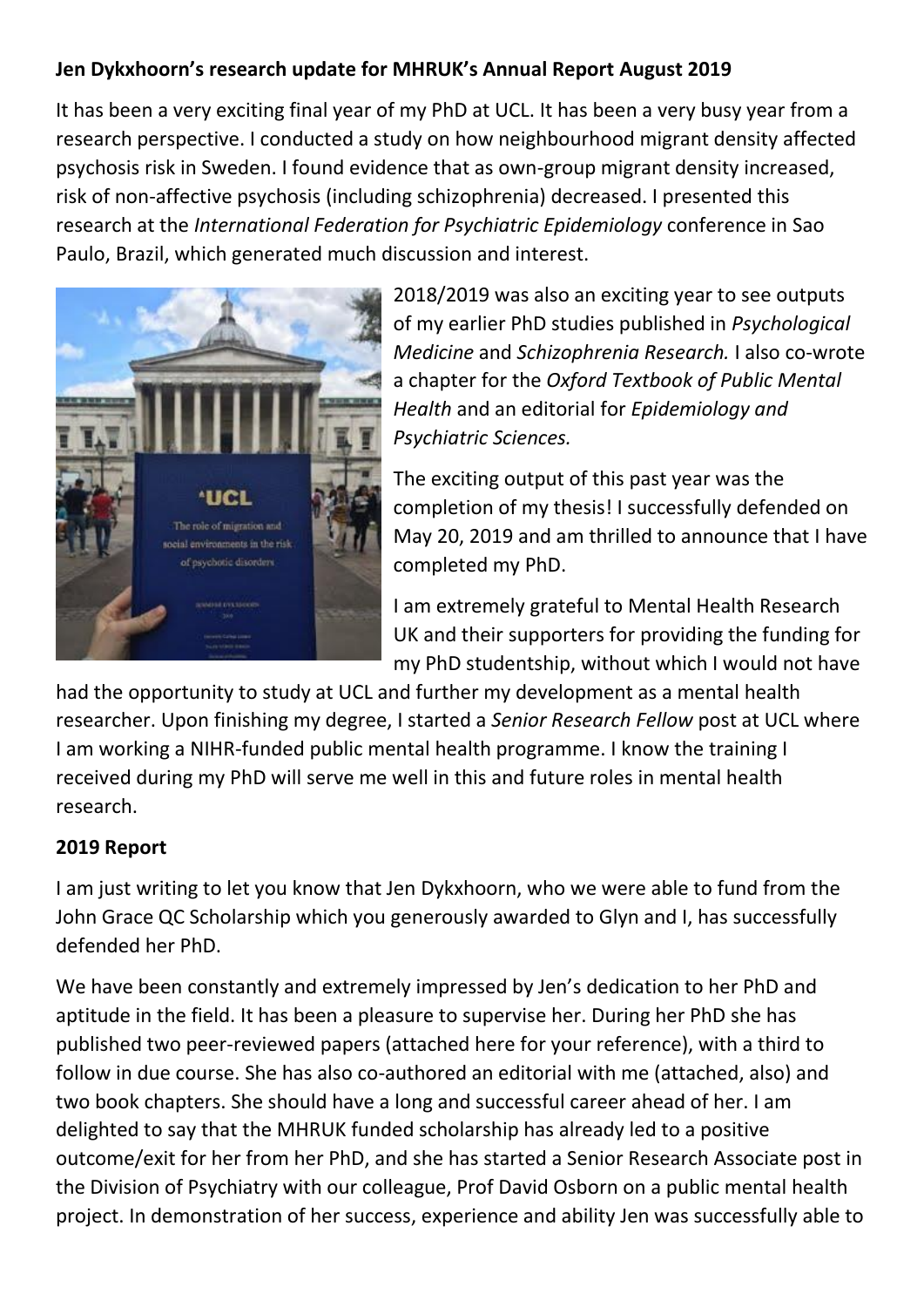**Jen Dykxhoorn's research update for MHRUK's Annual Report August 2019**

It has been a very exciting final year of my PhD at UCL. It has been a very busy year from a research perspective. I conducted a study on how neighbourhood migrant density affected psychosis risk in Sweden. I found evidence that as own-group migrant density increased, risk of non-affective psychosis (including schizophrenia) decreased. I presented this research at the *International Federation for Psychiatric Epidemiology* conference in Sao Paulo, Brazil, which generated much discussion and interest.

2018/2019 was also an exciting year to see outputs of my earlier PhD studies published in *Psychological Medicine* and *Schizophrenia Research.* I also co-wrote a chapter for the *Oxford Textbook of Public Mental Health* and an editorial for *Epidemiology and Psychiatric Sciences.*

The exciting output of this past year was the completion of my thesis! I successfully defended on May 20, 2019 and am thrilled to announce that I have completed my PhD.

I am extremely grateful to Mental Health Research UK and their supporters for providing the funding for my PhD studentship, without which I would not have had the opportunity to study at UCL and further my development as a mental health researcher. Upon finishing my degree, I started a *Senior Research Fellow* post at UCL where I am working a NIHR-funded public mental health programme. I know the training I received during my PhD will serve me well in this and future roles in mental health research.

**2019 Report**

I am just writing to let you know that Jen Dykxhoorn, who we were able to fund from the John Grace QC Scholarship which you generously awarded to Glyn and I, has successfully defended her PhD.

We have been constantly and extremely impressed by Jen's dedication to her PhD and aptitude in the field. It has been a pleasure to supervise her. During her PhD she has published two peer-reviewed papers (attached here for your reference), with a third to follow in due course. She has also co-authored an editorial with me (attached, also) and two book chapters. She should have a long and successful career ahead of her. I am delighted to say that the MHRUK funded scholarship has already led to a positive outcome/exit for her from her PhD, and she has started a Senior Research Associate post in the Division of Psychiatry with our colleague, Prof David Osborn on a public mental health project. In demonstration of her success, experience and ability Jen was successfully able to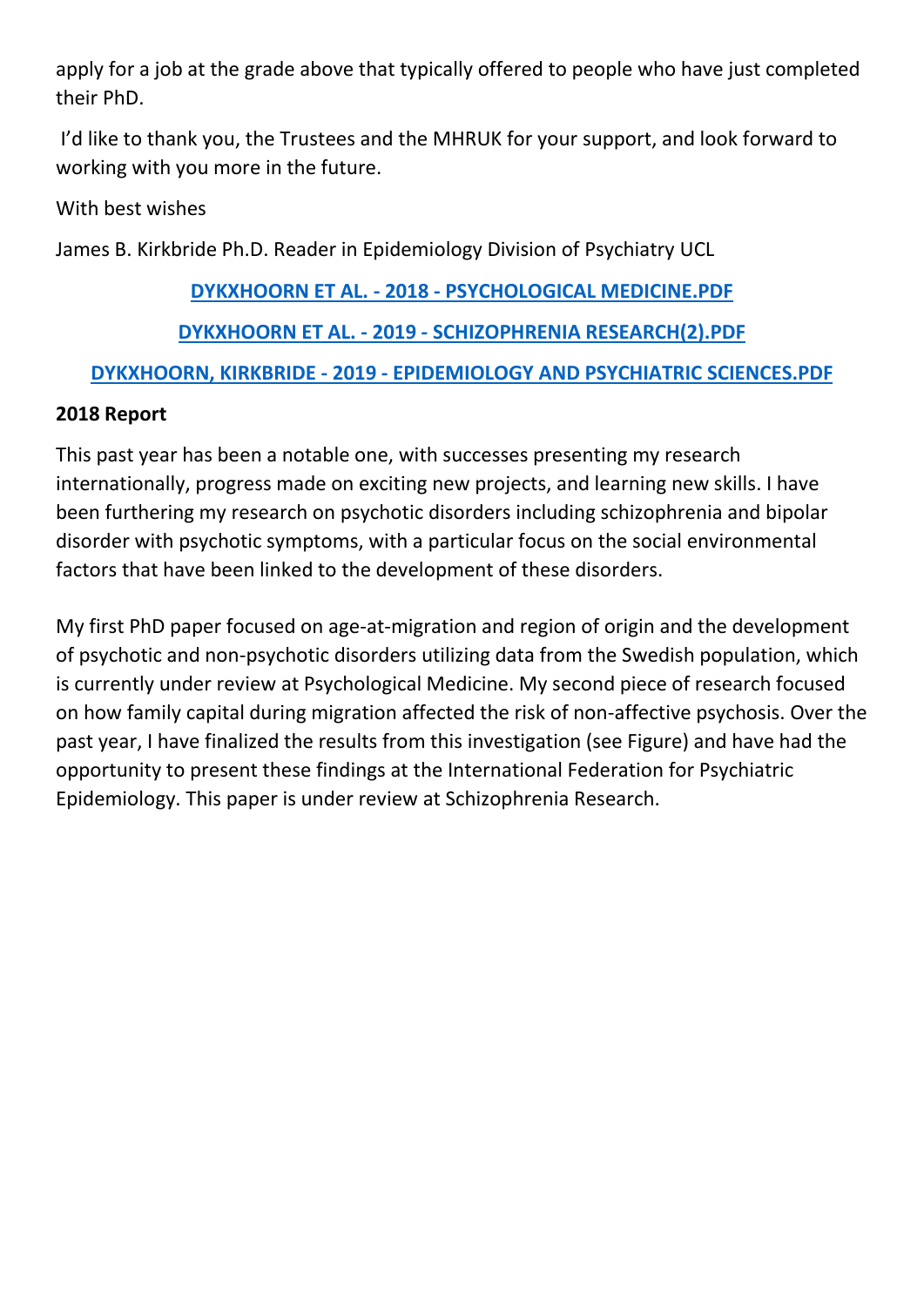apply for a job at the grade above that typically offered to people who have just completed their PhD.

I'd like to thank you, the Trustees and the MHRUK for your support, and look forward to working with you more in the future.

With best wishes

James B. Kirkbride Ph.D. Reader in Epidemiology Division of Psychiatry UCL

**DYKXHOORN ET AL. - 2018 - PSYCHOLOGICAL MEDICINE.PDF**

**DYKXHOORN ET AL. - 2019 - SCHIZOPHRENIA RESEARCH(2).PDF**

**DYKXHOORN, KIRKBRIDE - 2019 - EPIDEMIOLOGY AND PSYCHIATRIC SCIENCES.PDF**

**2018 Report**

This past year has been a notable one, with successes presenting my research internationally, progress made on exciting new projects, and learning new skills. I have been furthering my research on psychotic disorders including schizophrenia and bipolar disorder with psychotic symptoms, with a particular focus on the social environmental factors that have been linked to the development of these disorders.

My first PhD paper focused on age-at-migration and region of origin and the development of psychotic and non-psychotic disorders utilizing data from the Swedish population, which is currently under review at Psychological Medicine. My second piece of research focused on how family capital during migration affected the risk of non-affective psychosis. Over the past year, I have finalized the results from this investigation (see Figure) and have had the opportunity to present these findings at the International Federation for Psychiatric Epidemiology. This paper is under review at Schizophrenia Research.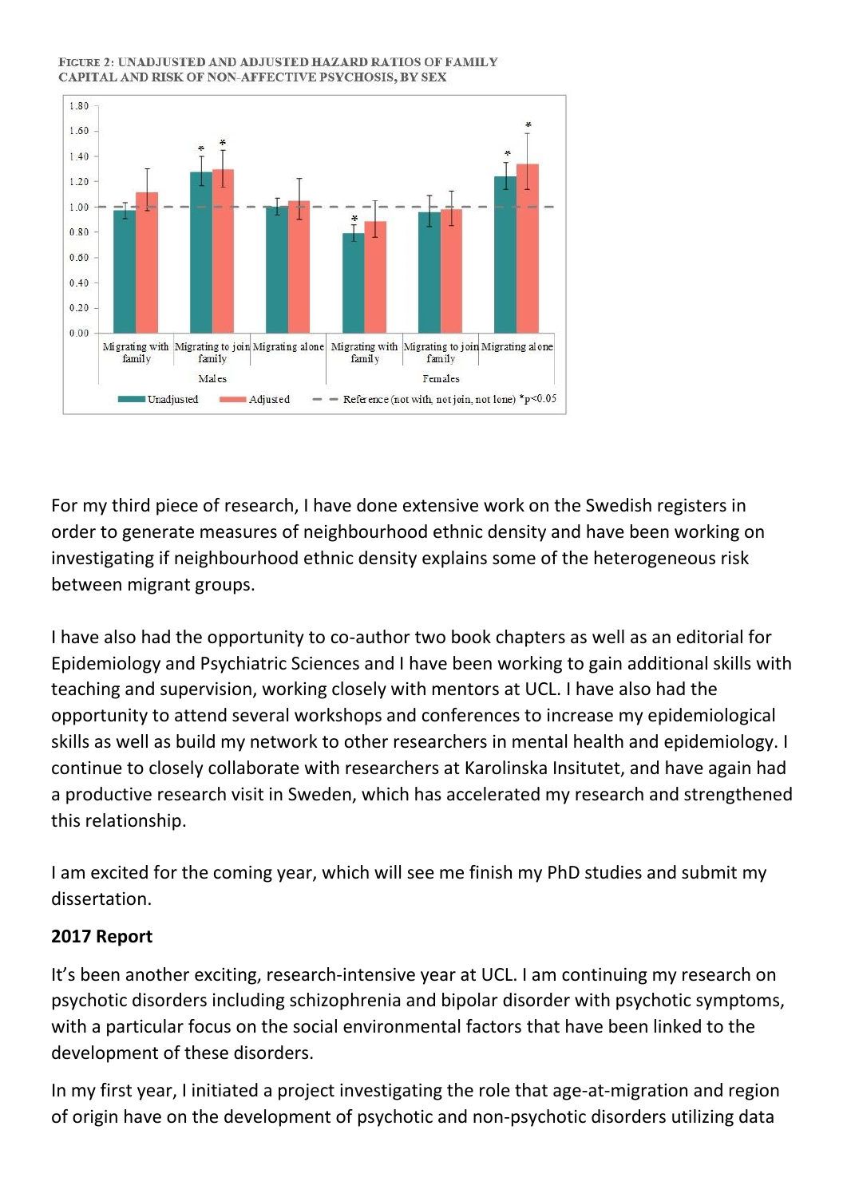FIGURE 2: UNADJUSTED AND ADJUSTED HAZARD RATIOS OF FAMILY CAPITAL AND RISK OF NON-AFFECTIVE PSYCHOSIS, BY SEX

For my third piece of research, I have done extensive work on the Swedish registers in order to generate measures of neighbourhood ethnic density and have been working on investigating if neighbourhood ethnic density explains some of the heterogeneous risk between migrant groups.

I have also had the opportunity to co-author two book chapters as well as an editorial for Epidemiology and Psychiatric Sciences and I have been working to gain additional skills with teaching and supervision, working closely with mentors at UCL. I have also had the opportunity to attend several workshops and conferences to increase my epidemiological skills as well as build my network to other researchers in mental health and epidemiology. I continue to closely collaborate with researchers at Karolinska Insitutet, and have again had a productive research visit in Sweden, which has accelerated my research and strengthened this relationship.

I am excited for the coming year, which will see me finish my PhD studies and submit my dissertation.

**2017 Report**

It's been another exciting, research-intensive year at UCL. I am continuing my research on psychotic disorders including schizophrenia and bipolar disorder with psychotic symptoms, with a particular focus on the social environmental factors that have been linked to the development of these disorders.

In my first year, I initiated a project investigating the role that age-at-migration and region of origin have on the development of psychotic and non-psychotic disorders utilizing data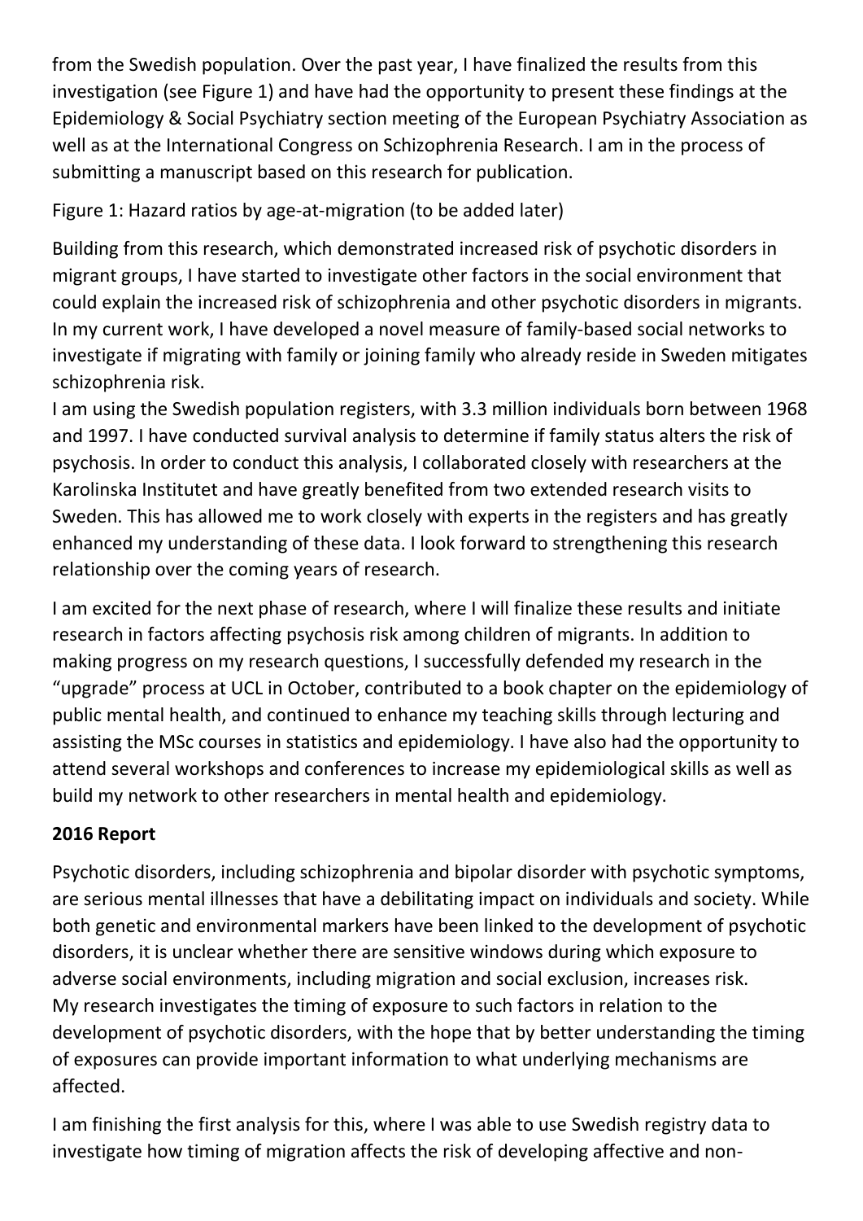from the Swedish population. Over the past year, I have finalized the results from this investigation (see Figure 1) and have had the opportunity to present these findings at the Epidemiology & Social Psychiatry section meeting of the European Psychiatry Association as well as at the International Congress on Schizophrenia Research. I am in the process of submitting a manuscript based on this research for publication.

Figure 1: Hazard ratios by age-at-migration (to be added later)

Building from this research, which demonstrated increased risk of psychotic disorders in migrant groups, I have started to investigate other factors in the social environment that could explain the increased risk of schizophrenia and other psychotic disorders in migrants. In my current work, I have developed a novel measure of family-based social networks to investigate if migrating with family or joining family who already reside in Sweden mitigates schizophrenia risk.

I am using the Swedish population registers, with 3.3 million individuals born between 1968 and 1997. I have conducted survival analysis to determine if family status alters the risk of psychosis. In order to conduct this analysis, I collaborated closely with researchers at the Karolinska Institutet and have greatly benefited from two extended research visits to Sweden. This has allowed me to work closely with experts in the registers and has greatly enhanced my understanding of these data. I look forward to strengthening this research relationship over the coming years of research.

I am excited for the next phase of research, where I will finalize these results and initiate research in factors affecting psychosis risk among children of migrants. In addition to making progress on my research questions, I successfully defended my research in the "upgrade" process at UCL in October, contributed to a book chapter on the epidemiology of public mental health, and continued to enhance my teaching skills through lecturing and assisting the MSc courses in statistics and epidemiology. I have also had the opportunity to attend several workshops and conferences to increase my epidemiological skills as well as build my network to other researchers in mental health and epidemiology.

**2016 Report**

Psychotic disorders, including schizophrenia and bipolar disorder with psychotic symptoms, are serious mental illnesses that have a debilitating impact on individuals and society. While both genetic and environmental markers have been linked to the development of psychotic disorders, it is unclear whether there are sensitive windows during which exposure to adverse social environments, including migration and social exclusion, increases risk. My research investigates the timing of exposure to such factors in relation to the development of psychotic disorders, with the hope that by better understanding the timing of exposures can provide important information to what underlying mechanisms are affected.

I am finishing the first analysis for this, where I was able to use Swedish registry data to investigate how timing of migration affects the risk of developing affective and non-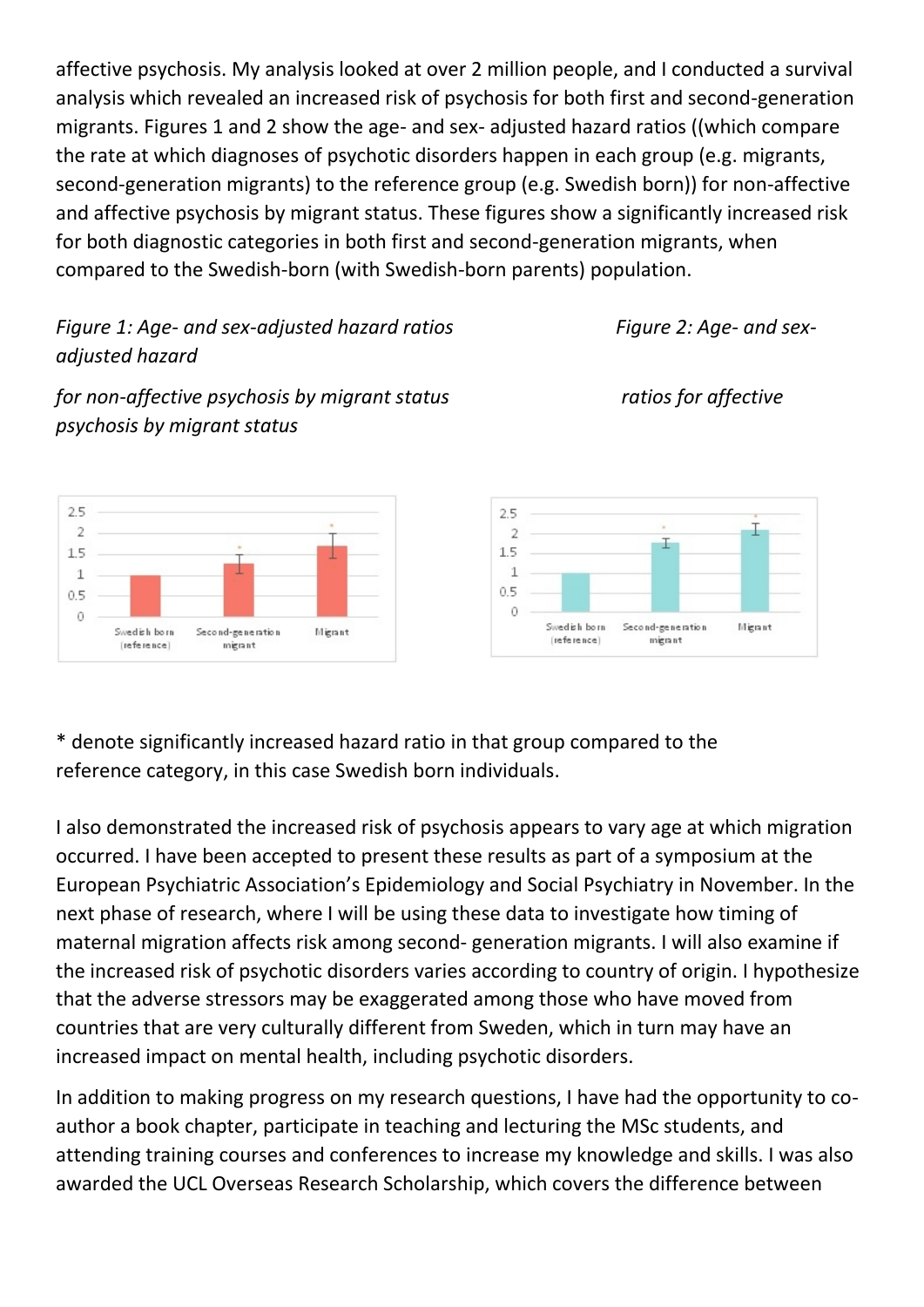affective psychosis. My analysis looked at over 2 million people, and I conducted a survival analysis which revealed an increased risk of psychosis for both first and second-generation migrants. Figures 1 and 2 show the age- and sex- adjusted hazard ratios ((which compare the rate at which diagnoses of psychotic disorders happen in each group (e.g. migrants, second-generation migrants) to the reference group (e.g. Swedish born)) for non-affective and affective psychosis by migrant status. These figures show a significantly increased risk for both diagnostic categories in both first and second-generation migrants, when compared to the Swedish-born (with Swedish-born parents) population.

*Figure 1: Age- and sex-adjusted hazard ratios for non-affective psychosis by migrant status*

*Figure 2: Age- and sex-adjusted hazard ratios for affective psychosis by migrant status*

\* denote significantly increased hazard ratio in that group compared to the reference category, in this case Swedish born individuals.

I also demonstrated the increased risk of psychosis appears to vary age at which migration occurred. I have been accepted to present these results as part of a symposium at the European Psychiatric Association's Epidemiology and Social Psychiatry in November. In the next phase of research, where I will be using these data to investigate how timing of maternal migration affects risk among second- generation migrants. I will also examine if the increased risk of psychotic disorders varies according to country of origin. I hypothesize that the adverse stressors may be exaggerated among those who have moved from countries that are very culturally different from Sweden, which in turn may have an increased impact on mental health, including psychotic disorders.

In addition to making progress on my research questions, I have had the opportunity to co-author a book chapter, participate in teaching and lecturing the MSc students, and attending training courses and conferences to increase my knowledge and skills. I was also awarded the UCL Overseas Research Scholarship, which covers the difference between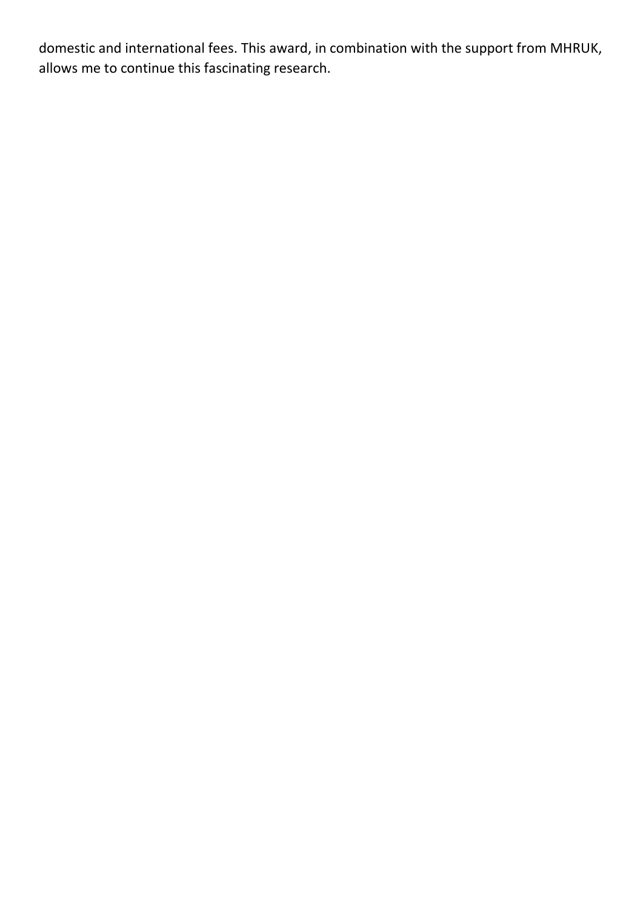domestic and international fees. This award, in combination with the support from MHRUK, allows me to continue this fascinating research.